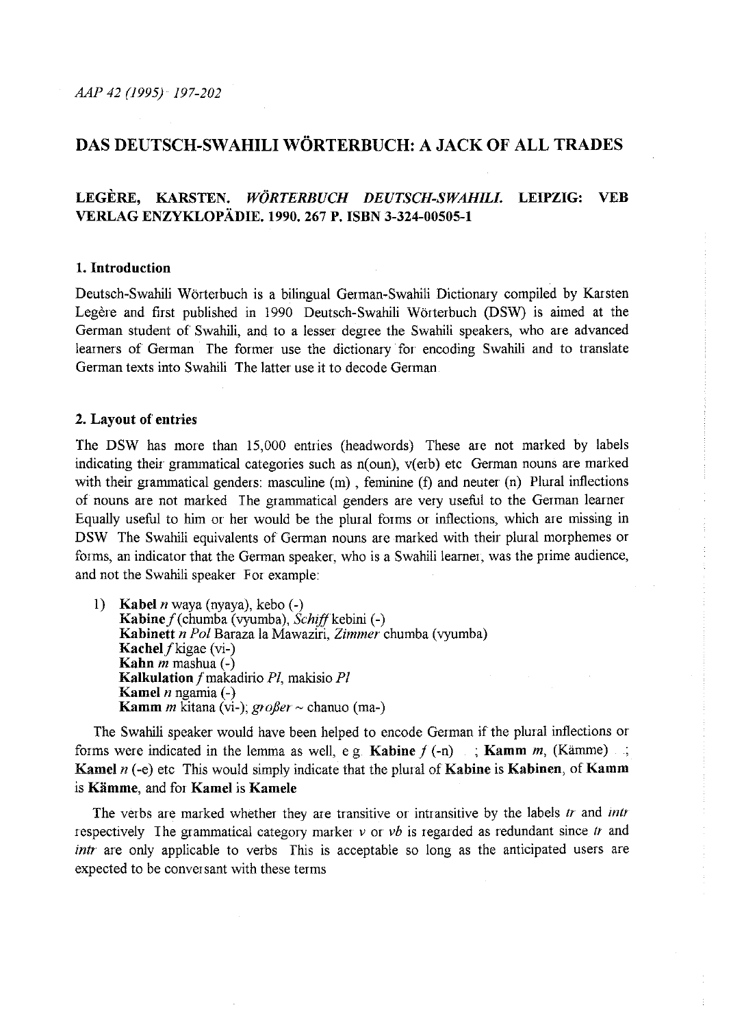# DAS DEUTSCH-SWAHILI WÖRTERBUCH: A JACK OF ALL TRADES

## LEGÈRE, KARSTEN. *WÖRTERBUCH DEUTSCH-SWAHILI.* LEIPZIG: VEB VERLAG ENZYKLOPÄDIE. 1990. 267 P. ISBN 3-324-00505-1

### 1. Introduction

Deutsch-Swahili Wörterbuch is a bilingual German-Swahili Dictionary compiled by Karsten Legère and first published in 1990 Deutsch-Swahili Wörterbuch (DSW) is aimed at the German student of Swahili, and to a lesser degree the Swahili speakers, who are advanced learners of German The former use the dictionary for encoding Swahili and to translate German texts into Swahili The latter use it to decode German

### 2. Layout of entries

The DSW has more than 15,000 entries (headwords) These are not marked by labels indicating their grammatical categories such as n(oun), v(erb) etc German nouns are marked with their grammatical genders: masculine (m) , feminine (f) and neuter (n) Plural inflections of nouns are not marked The grammatical genders are very useful to the German learner Equally useful to him or her would be the plural forms or inflections, which are missing in DSW The Swahili equivalents of German nouns are marked with their plural morphemes or forms, an indicator that the German speaker, who is a Swahili learner, was the prime audience, and not the Swahili speaker For example:

1) **Kabel** *n* waya (nyaya), kebo (-)
   **Kabine** *f* (chumba (vyumba), *Schiff* kebini (-)
   **Kabinett** *n Pol* Baraza la Mawaziri, *Zimmer* chumba (vyumba)
   **Kachel** *f* kigae (vi-)
   **Kahn** *m* mashua (-)
   **Kalkulation** *f* makadirio *Pl*, makisio *Pl*
   **Kamel** *n* ngamia (-)
   **Kamm** *m* kitana (vi-); *großer* ~ chanuo (ma-)

The Swahili speaker would have been helped to encode German if the plural inflections or forms were indicated in the lemma as well, e g **Kabine** *f* (-n) ; **Kamm** *m*, (Kämme) ; **Kamel** *n* (-e) etc This would simply indicate that the plural of **Kabine** is **Kabinen**, of **Kamm** is **Kämme**, and for **Kamel** is **Kamele**

The verbs are marked whether they are transitive or intransitive by the labels *tr* and *intr* respectively The grammatical category marker *v* or *vb* is regarded as redundant since *tr* and *intr* are only applicable to verbs This is acceptable so long as the anticipated users are expected to be conversant with these terms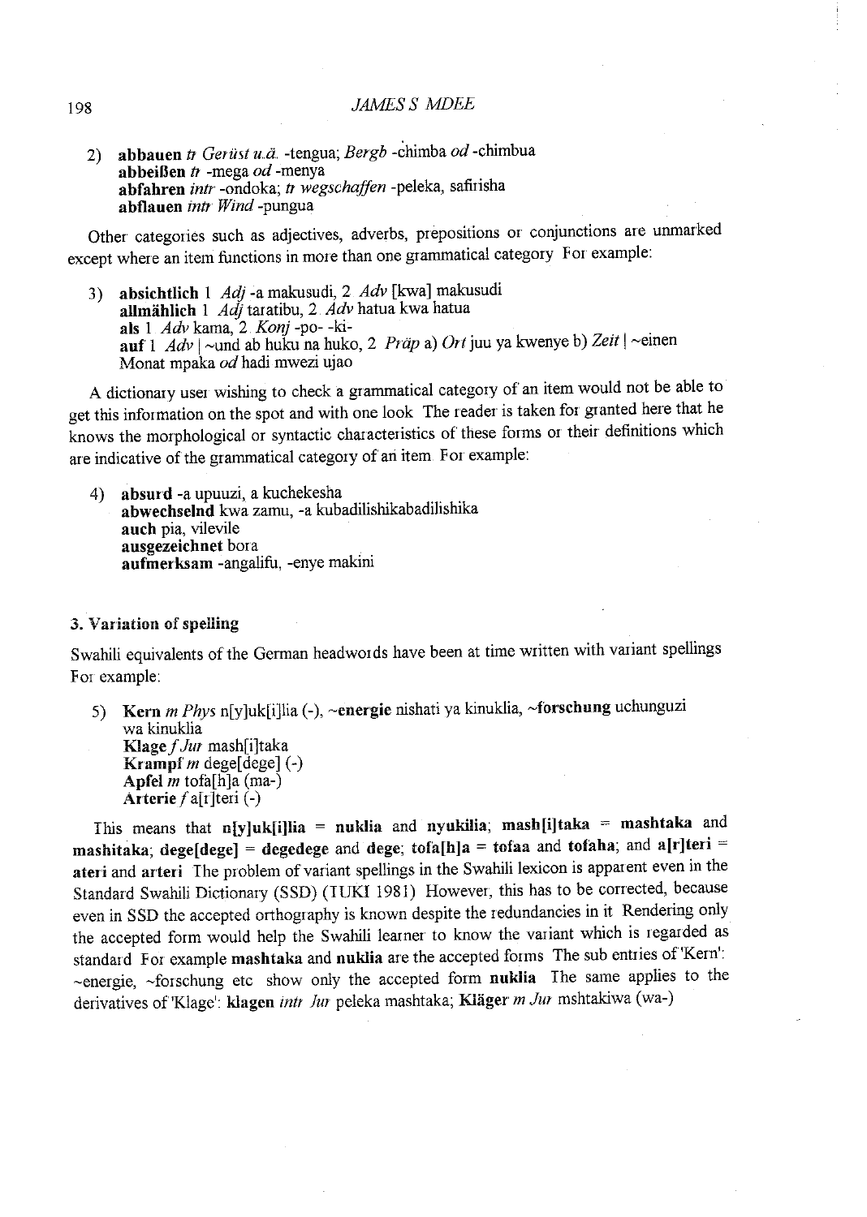2) **abbauen** *tr Gerüst u.ä.* -tengua; *Bergb* -chimba *od* -chimbua
   **abbeißen** *tr* -mega *od* -menya
   **abfahren** *intr* -ondoka; *tr wegschaffen* -peleka, safirisha
   **abflauen** *intr Wind* -pungua

Other categories such as adjectives, adverbs, prepositions or conjunctions are unmarked except where an item functions in more than one grammatical category For example:

3) **absichtlich** 1 *Adj* -a makusudi, 2 *Adv* [kwa] makusudi
   **allmählich** 1 *Adj* taratibu, 2 *Adv* hatua kwa hatua
   **als** 1 *Adv* kama, 2 *Konj* -po- -ki-
   **auf** 1 *Adv* | ~und ab huku na huko, 2 *Präp* a) *Ort* juu ya kwenye b) *Zeit* | ~einen Monat mpaka *od* hadi mwezi ujao

A dictionary user wishing to check a grammatical category of an item would not be able to get this information on the spot and with one look The reader is taken for granted here that he knows the morphological or syntactic characteristics of these forms or their definitions which are indicative of the grammatical category of an item For example:

4) **absurd** -a upuuzi, a kuchekesha
   **abwechselnd** kwa zamu, -a kubadilishikabadilishika
   **auch** pia, vilevile
   **ausgezeichnet** bora
   **aufmerksam** -angalifu, -enye makini

### 3. Variation of spelling

Swahili equivalents of the German headwords have been at time written with variant spellings For example:

5) **Kern** *m Phys* n[y]uk[i]lia (-), ~**energie** nishati ya kinuklia, ~**forschung** uchunguzi wa kinuklia
   **Klage** *f Jur* mash[i]taka
   **Krampf** *m* dege[dege] (-)
   **Apfel** *m* tofa[h]a (ma-)
   **Arterie** *f* a[r]teri (-)

This means that **n[y]uk[i]lia** = **nuklia** and **nyukilia**; **mash[i]taka** = **mashtaka** and **mashitaka**; **dege[dege]** = **degedege** and **dege**; **tofa[h]a** = **tofaa** and **tofaha**; and **a[r]teri** = **ateri** and **arteri** The problem of variant spellings in the Swahili lexicon is apparent even in the Standard Swahili Dictionary (SSD) (TUKI 1981) However, this has to be corrected, because even in SSD the accepted orthography is known despite the redundancies in it Rendering only the accepted form would help the Swahili learner to know the variant which is regarded as standard For example **mashtaka** and **nuklia** are the accepted forms The sub entries of 'Kern': ~energie, ~forschung etc show only the accepted form **nuklia** The same applies to the derivatives of 'Klage': **klagen** *intr Jur* peleka mashtaka; **Kläger** *m Jur* mshtakiwa (wa-)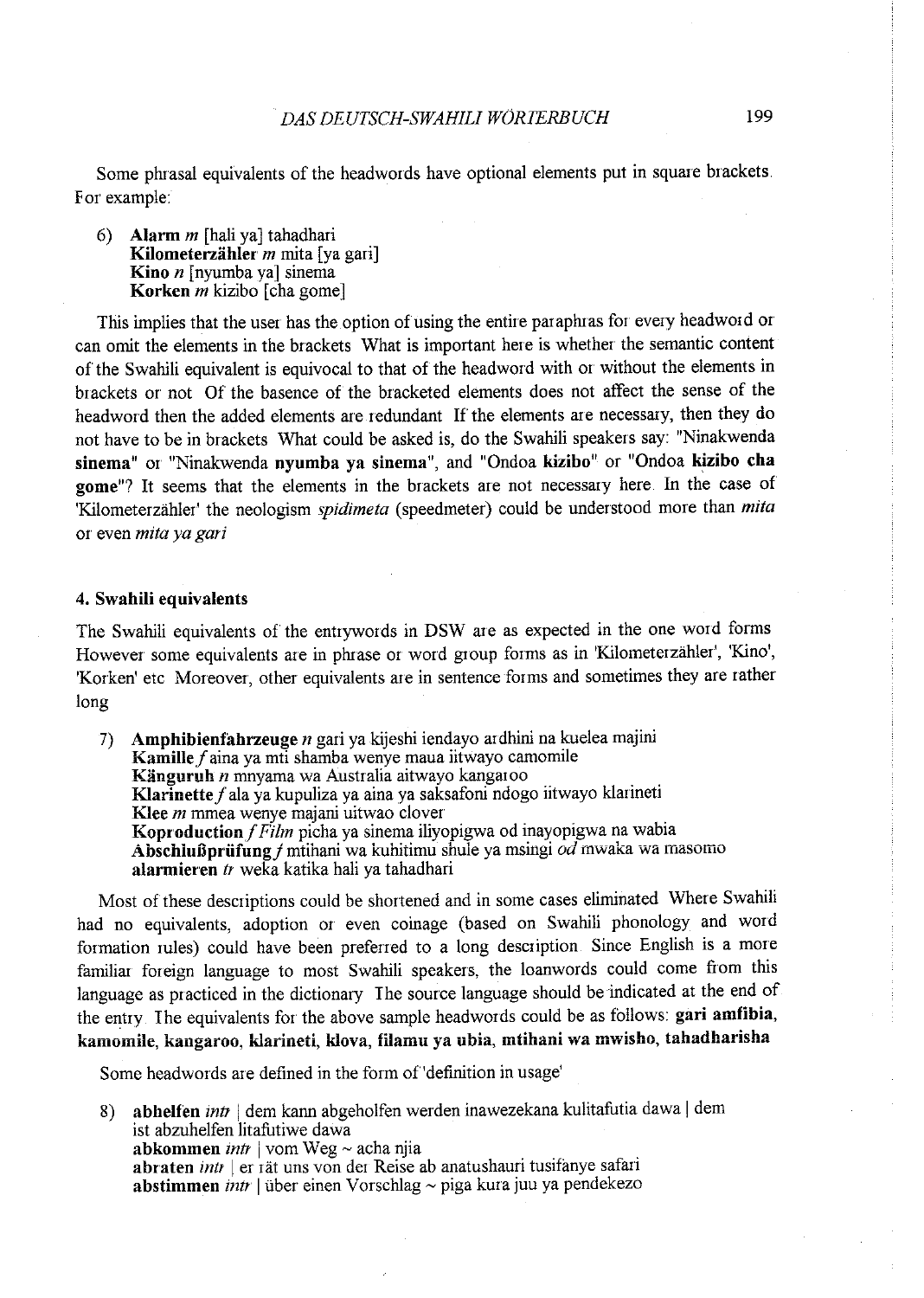Some phrasal equivalents of the headwords have optional elements put in square brackets. For example:

6) **Alarm** *m* [hali ya] tahadhari
   **Kilometerzähler** *m* mita [ya gari]
   **Kino** *n* [nyumba ya] sinema
   **Korken** *m* kizibo [cha gome]

This implies that the user has the option of using the entire paraphras for every headword or can omit the elements in the brackets What is important here is whether the semantic content of the Swahili equivalent is equivocal to that of the headword with or without the elements in brackets or not Of the basence of the bracketed elements does not affect the sense of the headword then the added elements are redundant If the elements are necessary, then they do not have to be in brackets What could be asked is, do the Swahili speakers say: "Ninakwenda **sinema**" or "Ninakwenda **nyumba ya sinema**", and "Ondoa **kizibo**" or "Ondoa **kizibo cha gome**"? It seems that the elements in the brackets are not necessary here. In the case of 'Kilometerzähler' the neologism *spidimeta* (speedmeter) could be understood more than *mita* or even *mita ya gari*

### 4. Swahili equivalents

The Swahili equivalents of the entrywords in DSW are as expected in the one word forms However some equivalents are in phrase or word group forms as in 'Kilometerzähler', 'Kino', 'Korken' etc Moreover, other equivalents are in sentence forms and sometimes they are rather long

7) **Amphibienfahrzeuge** *n* gari ya kijeshi iendayo ardhini na kuelea majini
   **Kamille** *f* aina ya mti shamba wenye maua iitwayo camomile
   **Känguruh** *n* mnyama wa Australia aitwayo kangaroo
   **Klarinette** *f* ala ya kupuliza ya aina ya saksafoni ndogo iitwayo klarineti
   **Klee** *m* mmea wenye majani uitwao clover
   **Koproduction** *f Film* picha ya sinema iliyopigwa od inayopigwa na wabia
   **Abschlußprüfung** *f* mtihani wa kuhitimu shule ya msingi *od* mwaka wa masomo
   **alarmieren** *tr* weka katika hali ya tahadhari

Most of these descriptions could be shortened and in some cases eliminated Where Swahili had no equivalents, adoption or even coinage (based on Swahili phonology and word formation rules) could have been preferred to a long description. Since English is a more familiar foreign language to most Swahili speakers, the loanwords could come from this language as practiced in the dictionary The source language should be indicated at the end of the entry. The equivalents for the above sample headwords could be as follows: **gari amfibia, kamomile, kangaroo, klarineti, klova, filamu ya ubia, mtihani wa mwisho, tahadharisha**

Some headwords are defined in the form of 'definition in usage'

8) **abhelfen** *intr* | dem kann abgeholfen werden inawezekana kulitafutia dawa | dem ist abzuhelfen litafutiwe dawa
   **abkommen** *intr* | vom Weg ~ acha njia
   **abraten** *intr* | er rät uns von der Reise ab anatushauri tusifanye safari
   **abstimmen** *intr* | über einen Vorschlag ~ piga kura juu ya pendekezo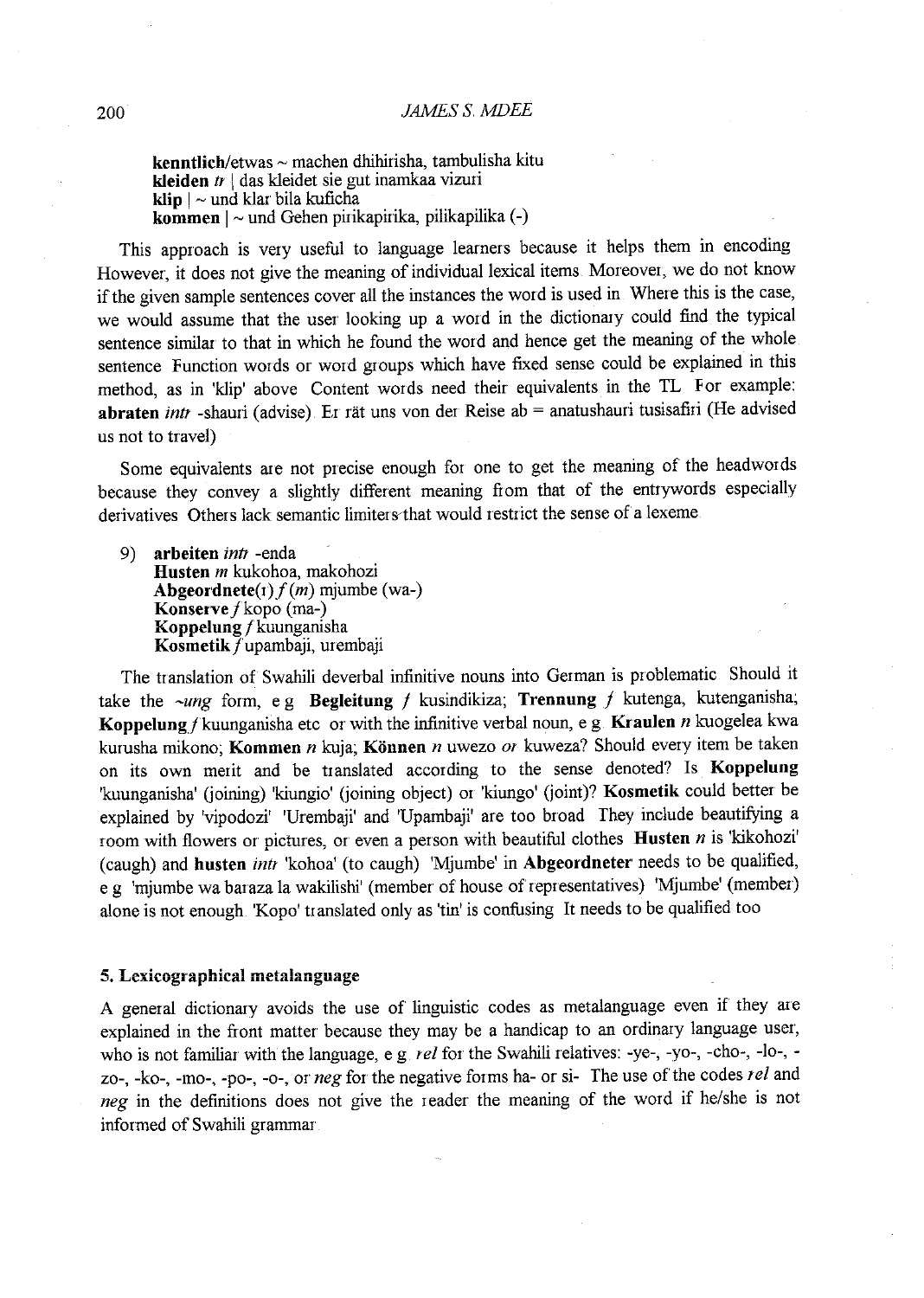**kenntlich**/etwas ~ machen dhihirisha, tambulisha kitu
**kleiden** *tr* | das kleidet sie gut inamkaa vizuri
**klip** | ~ und klar bila kuficha
**kommen** | ~ und Gehen pirikapirika, pilikapilika (-)

This approach is very useful to language learners because it helps them in encoding However, it does not give the meaning of individual lexical items Moreover, we do not know if the given sample sentences cover all the instances the word is used in Where this is the case, we would assume that the user looking up a word in the dictionary could find the typical sentence similar to that in which he found the word and hence get the meaning of the whole sentence Function words or word groups which have fixed sense could be explained in this method, as in 'klip' above Content words need their equivalents in the TL For example: **abraten** *intr* -shauri (advise) Er rät uns von der Reise ab = anatushauri tusisafiri (He advised us not to travel)

Some equivalents are not precise enough for one to get the meaning of the headwords because they convey a slightly different meaning from that of the entrywords especially derivatives Others lack semantic limiters that would restrict the sense of a lexeme

9) **arbeiten** *intr* -enda
**Husten** *m* kukohoa, makohozi
**Abgeordnete**(r) *f* (*m*) mjumbe (wa-)
**Konserve** *f* kopo (ma-)
**Koppelung** *f* kuunganisha
**Kosmetik** *f* upambaji, urembaji

The translation of Swahili deverbal infinitive nouns into German is problematic Should it take the *~ung* form, e g **Begleitung** *f* kusindikiza; **Trennung** *f* kutenga, kutenganisha; **Koppelung** *f* kuunganisha etc or with the infinitive verbal noun, e g **Kraulen** *n* kuogelea kwa kurusha mikono; **Kommen** *n* kuja; **Können** *n* uwezo *or* kuweza? Should every item be taken on its own merit and be translated according to the sense denoted? Is **Koppelung** 'kuunganisha' (joining) 'kiungio' (joining object) or 'kiungo' (joint)? **Kosmetik** could better be explained by 'vipodozi' 'Urembaji' and 'Upambaji' are too broad They include beautifying a room with flowers or pictures, or even a person with beautiful clothes **Husten** *n* is 'kikohozi' (caugh) and **husten** *intr* 'kohoa' (to caugh) 'Mjumbe' in **Abgeordneter** needs to be qualified, e g 'mjumbe wa baraza la wakilishi' (member of house of representatives) 'Mjumbe' (member) alone is not enough 'Kopo' translated only as 'tin' is confusing It needs to be qualified too

## 5. Lexicographical metalanguage

A general dictionary avoids the use of linguistic codes as metalanguage even if they are explained in the front matter because they may be a handicap to an ordinary language user, who is not familiar with the language, e g *rel* for the Swahili relatives: -ye-, -yo-, -cho-, -lo-, -zo-, -ko-, -mo-, -po-, -o-, or *neg* for the negative forms ha- or si- The use of the codes *rel* and *neg* in the definitions does not give the reader the meaning of the word if he/she is not informed of Swahili grammar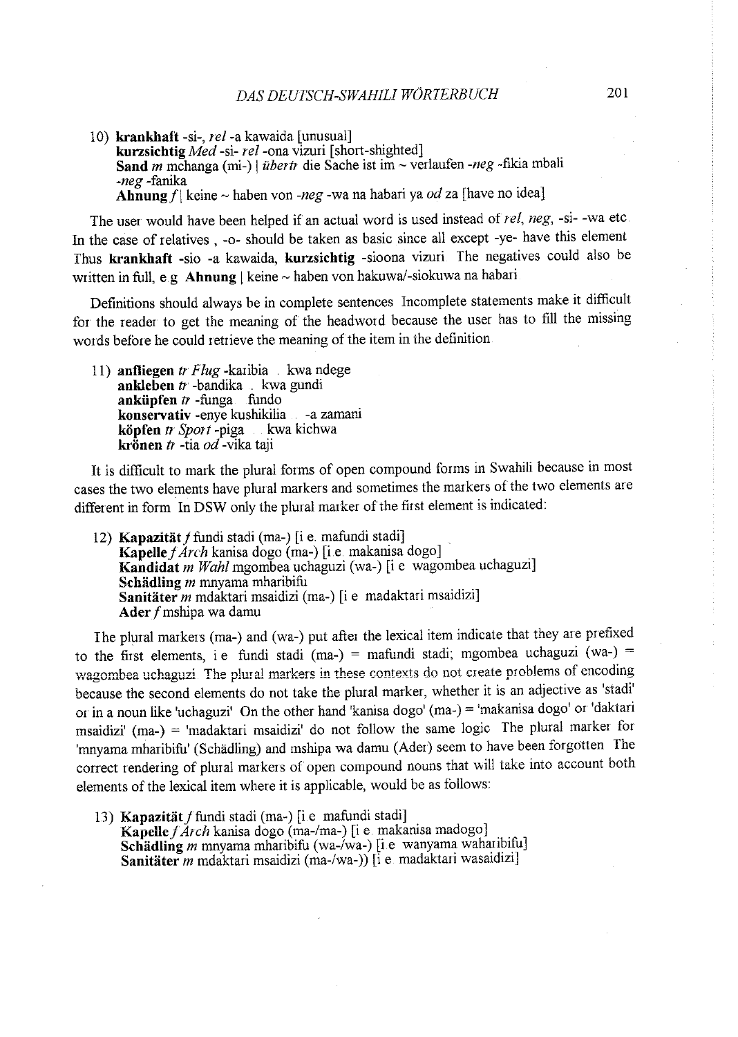10) **krankhaft** -si-, *rel* -a kawaida [unusual]
**kurzsichtig** *Med* -si- *rel* -ona vizuri [short-shighted]
**Sand** *m* mchanga (mi-) | *übertr* die Sache ist im ~ verlaufen -*neg* -fikia mbali -*neg* -fanika
**Ahnung** *f* | keine ~ haben von -*neg* -wa na habari ya *od* za [have no idea]

The user would have been helped if an actual word is used instead of *rel*, *neg*, -si- -wa etc. In the case of relatives , -o- should be taken as basic since all except -ye- have this element. Thus **krankhaft** -sio -a kawaida, **kurzsichtig** -sioona vizuri. The negatives could also be written in full, e.g. **Ahnung** | keine ~ haben von hakuwa/-siokuwa na habari.

Definitions should always be in complete sentences. Incomplete statements make it difficult for the reader to get the meaning of the headword because the user has to fill the missing words before he could retrieve the meaning of the item in the definition.

11) **anfliegen** *tr Flug* -karibia . kwa ndege
**ankleben** *tr* -bandika . kwa gundi
**anküpfen** *tr* -funga fundo
**konservativ** -enye kushikilia . -a zamani
**köpfen** *tr Sport* -piga . kwa kichwa
**krönen** *tr* -tia *od* -vika taji

It is difficult to mark the plural forms of open compound forms in Swahili because in most cases the two elements have plural markers and sometimes the markers of the two elements are different in form. In DSW only the plural marker of the first element is indicated:

12) **Kapazität** *f* fundi stadi (ma-) [i.e. mafundi stadi]
**Kapelle** *f Arch* kanisa dogo (ma-) [i.e. makanisa dogo]
**Kandidat** *m Wahl* mgombea uchaguzi (wa-) [i.e. wagombea uchaguzi]
**Schädling** *m* mnyama mharibifu
**Sanitäter** *m* mdaktari msaidizi (ma-) [i.e. madaktari msaidizi]
**Ader** *f* mshipa wa damu

The plural markers (ma-) and (wa-) put after the lexical item indicate that they are prefixed to the first elements, i.e. fundi stadi (ma-) = mafundi stadi; mgombea uchaguzi (wa-) = wagombea uchaguzi. The plural markers in these contexts do not create problems of encoding because the second elements do not take the plural marker, whether it is an adjective as 'stadi' or in a noun like 'uchaguzi'. On the other hand 'kanisa dogo' (ma-) = 'makanisa dogo' or 'daktari msaidizi' (ma-) = 'madaktari msaidizi' do not follow the same logic. The plural marker for 'mnyama mharibifu' (Schädling) and mshipa wa damu (Ader) seem to have been forgotten. The correct rendering of plural markers of open compound nouns that will take into account both elements of the lexical item where it is applicable, would be as follows:

13) **Kapazität** *f* fundi stadi (ma-) [i.e. mafundi stadi]
**Kapelle** *f Arch* kanisa dogo (ma-/ma-) [i.e. makanisa madogo]
**Schädling** *m* mnyama mharibifu (wa-/wa-) [i.e. wanyama waharibifu]
**Sanitäter** *m* mdaktari msaidizi (ma-/wa-)) [i.e. madaktari wasaidizi]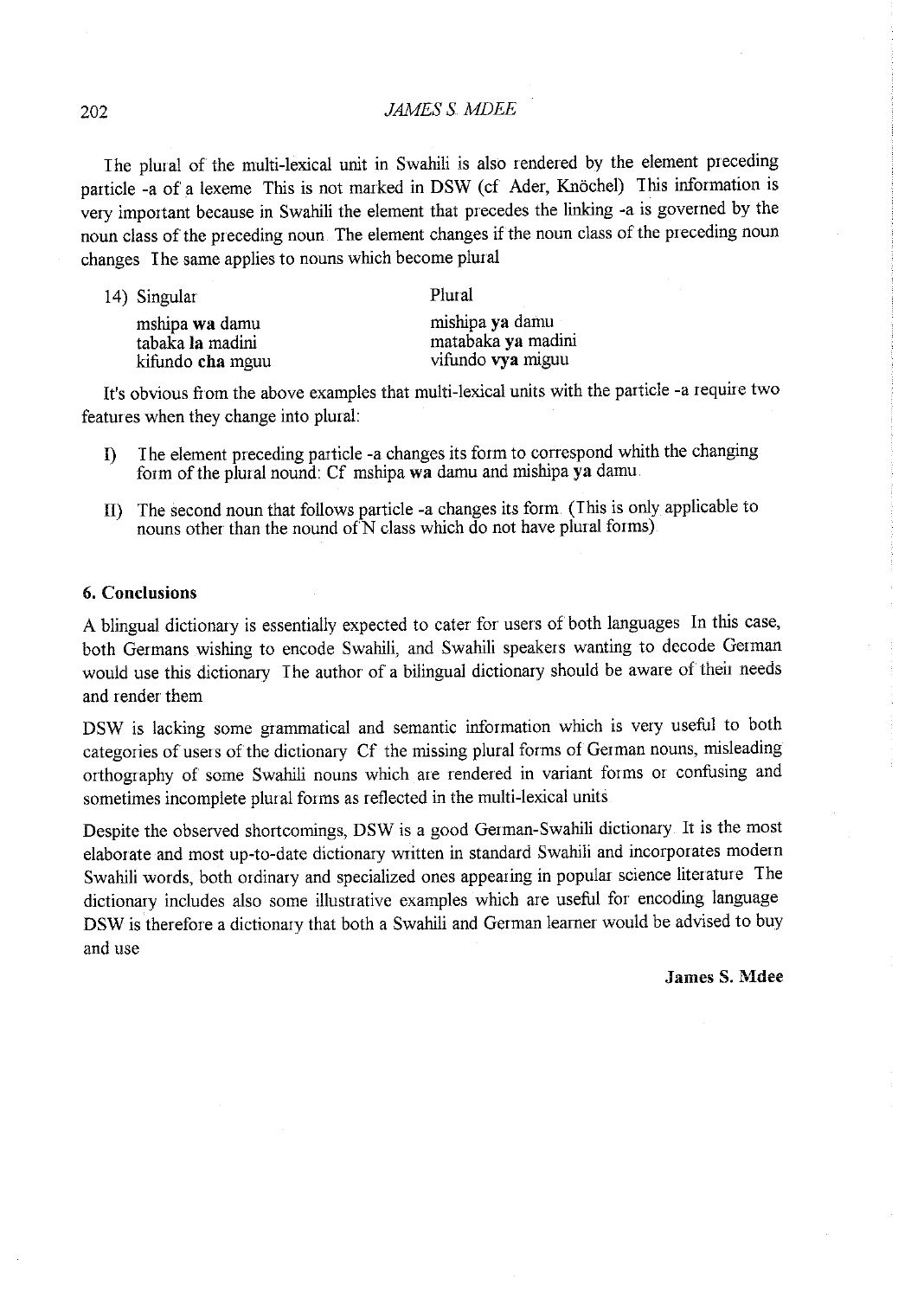The plural of the multi-lexical unit in Swahili is also rendered by the element preceding particle -a of a lexeme This is not marked in DSW (cf Ader, Knöchel) This information is very important because in Swahili the element that precedes the linking -a is governed by the noun class of the preceding noun The element changes if the noun class of the preceding noun changes The same applies to nouns which become plural

14) Singular / Plural

| Singular | Plural |
|---|---|
| mshipa **wa** damu | mishipa **ya** damu |
| tabaka **la** madini | matabaka **ya** madini |
| kifundo **cha** mguu | vifundo **vya** miguu |

It's obvious from the above examples that multi-lexical units with the particle -a require two features when they change into plural:

I) The element preceding particle -a changes its form to correspond whith the changing form of the plural nound: Cf mshipa **wa** damu and mishipa **ya** damu

II) The second noun that follows particle -a changes its form (This is only applicable to nouns other than the nound of N class which do not have plural forms)

## 6. Conclusions

A blingual dictionary is essentially expected to cater for users of both languages In this case, both Germans wishing to encode Swahili, and Swahili speakers wanting to decode German would use this dictionary The author of a bilingual dictionary should be aware of their needs and render them

DSW is lacking some grammatical and semantic information which is very useful to both categories of users of the dictionary Cf the missing plural forms of German nouns, misleading orthography of some Swahili nouns which are rendered in variant forms or confusing and sometimes incomplete plural forms as reflected in the multi-lexical units

Despite the observed shortcomings, DSW is a good German-Swahili dictionary It is the most elaborate and most up-to-date dictionary written in standard Swahili and incorporates modern Swahili words, both ordinary and specialized ones appearing in popular science literature The dictionary includes also some illustrative examples which are useful for encoding language DSW is therefore a dictionary that both a Swahili and German learner would be advised to buy and use

**James S. Mdee**